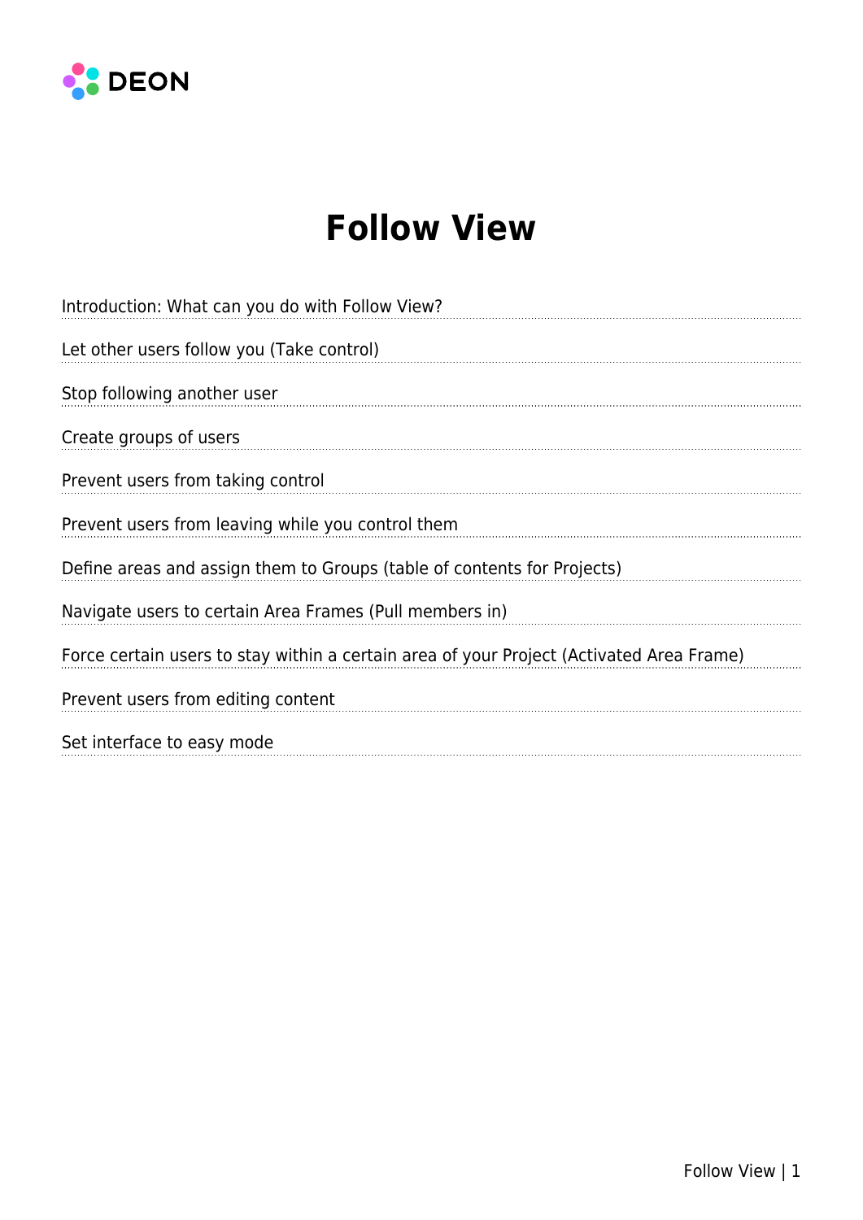# Follow View

- Introduction: What can you do with Follow View?
- Let other users follow you (Take control)
- Stop following another user
- Create groups of users
- Prevent users from taking control
- Prevent users from leaving while you control them
- Define areas and assign them to Groups (table of contents for Projects)
- Navigate users to certain Area Frames (Pull members in)
- Force certain users to stay within a certain area of your Project (Activated Area Frame)
- Prevent users from editing content
- Set interface to easy mode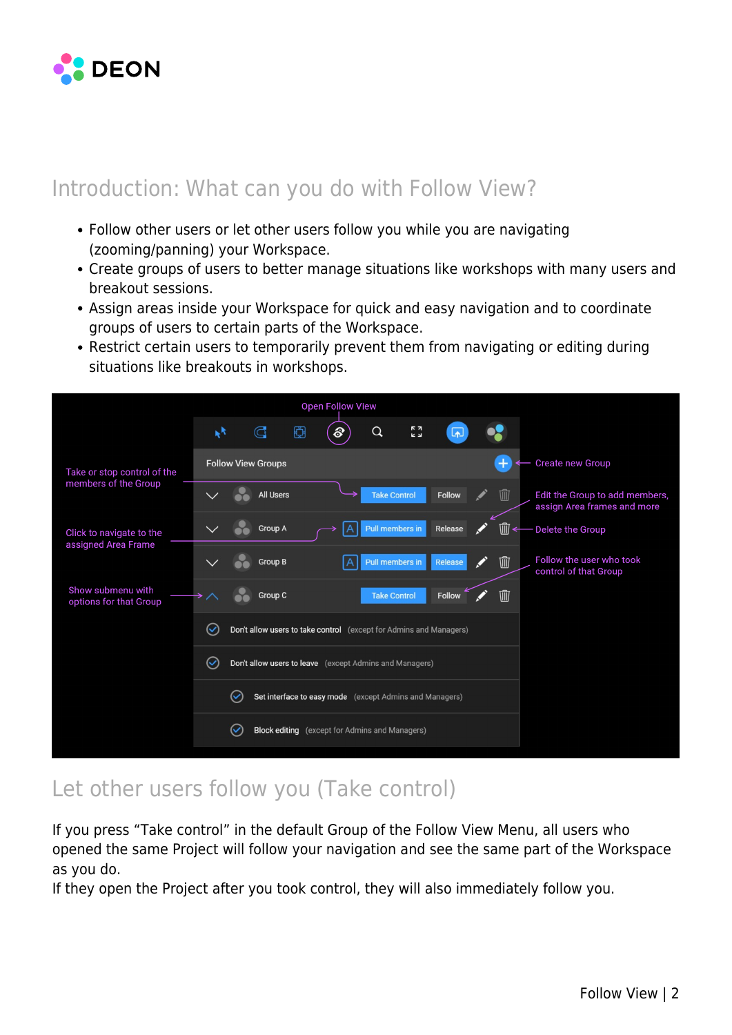## Introduction: What can you do with Follow View?

- Follow other users or let other users follow you while you are navigating (zooming/panning) your Workspace.
- Create groups of users to better manage situations like workshops with many users and breakout sessions.
- Assign areas inside your Workspace for quick and easy navigation and to coordinate groups of users to certain parts of the Workspace.
- Restrict certain users to temporarily prevent them from navigating or editing during situations like breakouts in workshops.

## Let other users follow you (Take control)

If you press “Take control” in the default Group of the Follow View Menu, all users who opened the same Project will follow your navigation and see the same part of the Workspace as you do.
If they open the Project after you took control, they will also immediately follow you.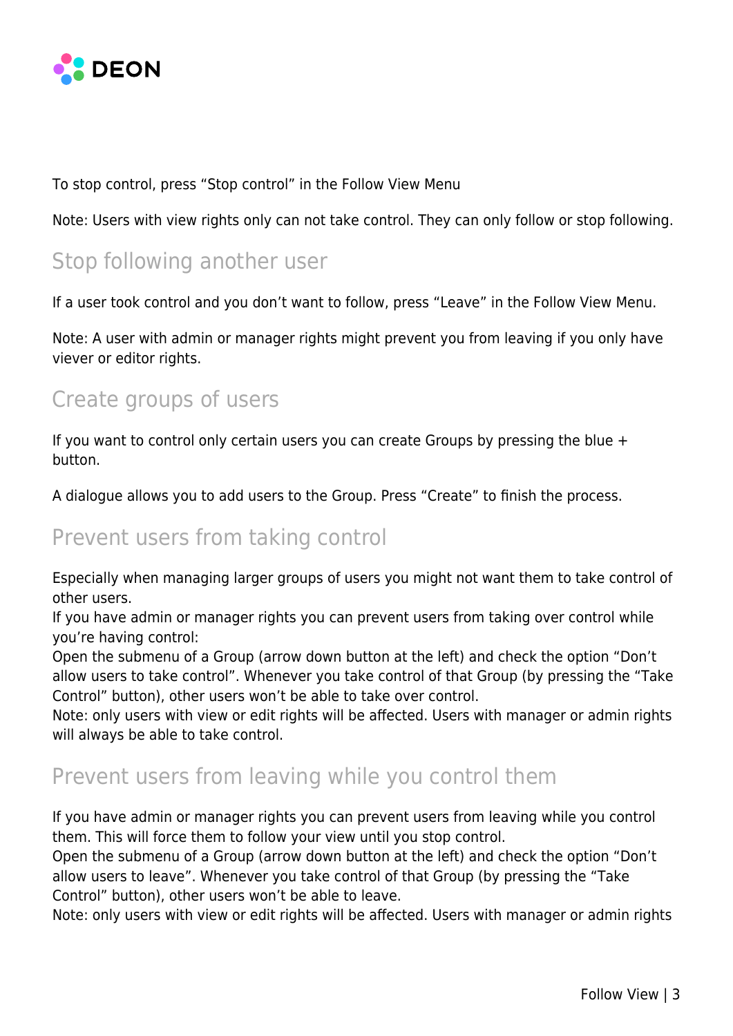To stop control, press “Stop control” in the Follow View Menu

Note: Users with view rights only can not take control. They can only follow or stop following.

## Stop following another user

If a user took control and you don’t want to follow, press “Leave” in the Follow View Menu.

Note: A user with admin or manager rights might prevent you from leaving if you only have viever or editor rights.

## Create groups of users

If you want to control only certain users you can create Groups by pressing the blue + button.

A dialogue allows you to add users to the Group. Press “Create” to finish the process.

## Prevent users from taking control

Especially when managing larger groups of users you might not want them to take control of other users.
If you have admin or manager rights you can prevent users from taking over control while you’re having control:
Open the submenu of a Group (arrow down button at the left) and check the option “Don’t allow users to take control”. Whenever you take control of that Group (by pressing the “Take Control” button), other users won’t be able to take over control.
Note: only users with view or edit rights will be affected. Users with manager or admin rights will always be able to take control.

## Prevent users from leaving while you control them

If you have admin or manager rights you can prevent users from leaving while you control them. This will force them to follow your view until you stop control.
Open the submenu of a Group (arrow down button at the left) and check the option “Don’t allow users to leave”. Whenever you take control of that Group (by pressing the “Take Control” button), other users won’t be able to leave.
Note: only users with view or edit rights will be affected. Users with manager or admin rights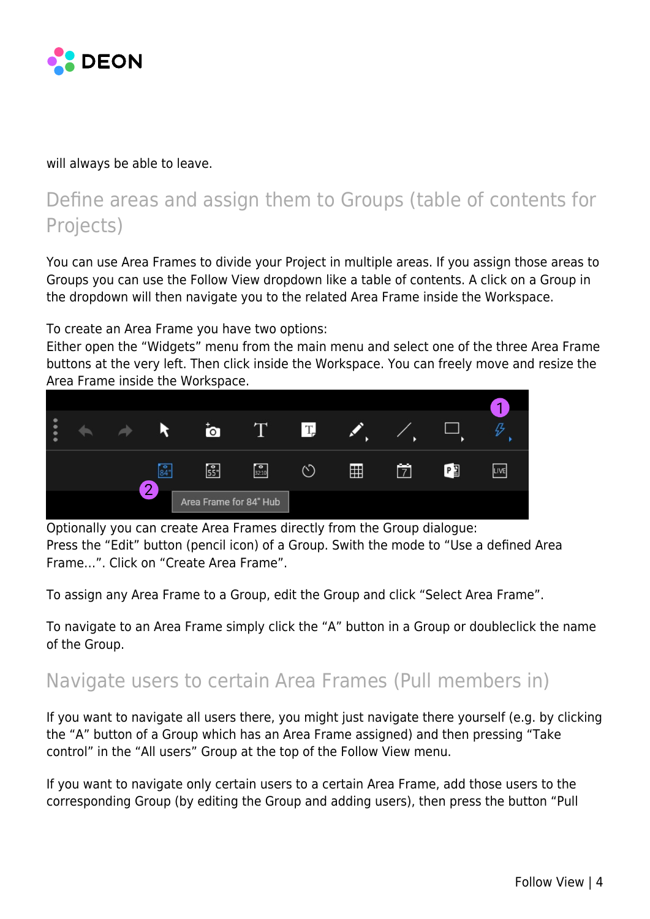will always be able to leave.

## Define areas and assign them to Groups (table of contents for Projects)

You can use Area Frames to divide your Project in multiple areas. If you assign those areas to Groups you can use the Follow View dropdown like a table of contents. A click on a Group in the dropdown will then navigate you to the related Area Frame inside the Workspace.

To create an Area Frame you have two options:
Either open the “Widgets” menu from the main menu and select one of the three Area Frame buttons at the very left. Then click inside the Workspace. You can freely move and resize the Area Frame inside the Workspace.

Optionally you can create Area Frames directly from the Group dialogue:
Press the “Edit” button (pencil icon) of a Group. Swith the mode to “Use a defined Area Frame…”. Click on “Create Area Frame”.

To assign any Area Frame to a Group, edit the Group and click “Select Area Frame”.

To navigate to an Area Frame simply click the “A” button in a Group or doubleclick the name of the Group.

## Navigate users to certain Area Frames (Pull members in)

If you want to navigate all users there, you might just navigate there yourself (e.g. by clicking the “A” button of a Group which has an Area Frame assigned) and then pressing “Take control” in the “All users” Group at the top of the Follow View menu.

If you want to navigate only certain users to a certain Area Frame, add those users to the corresponding Group (by editing the Group and adding users), then press the button “Pull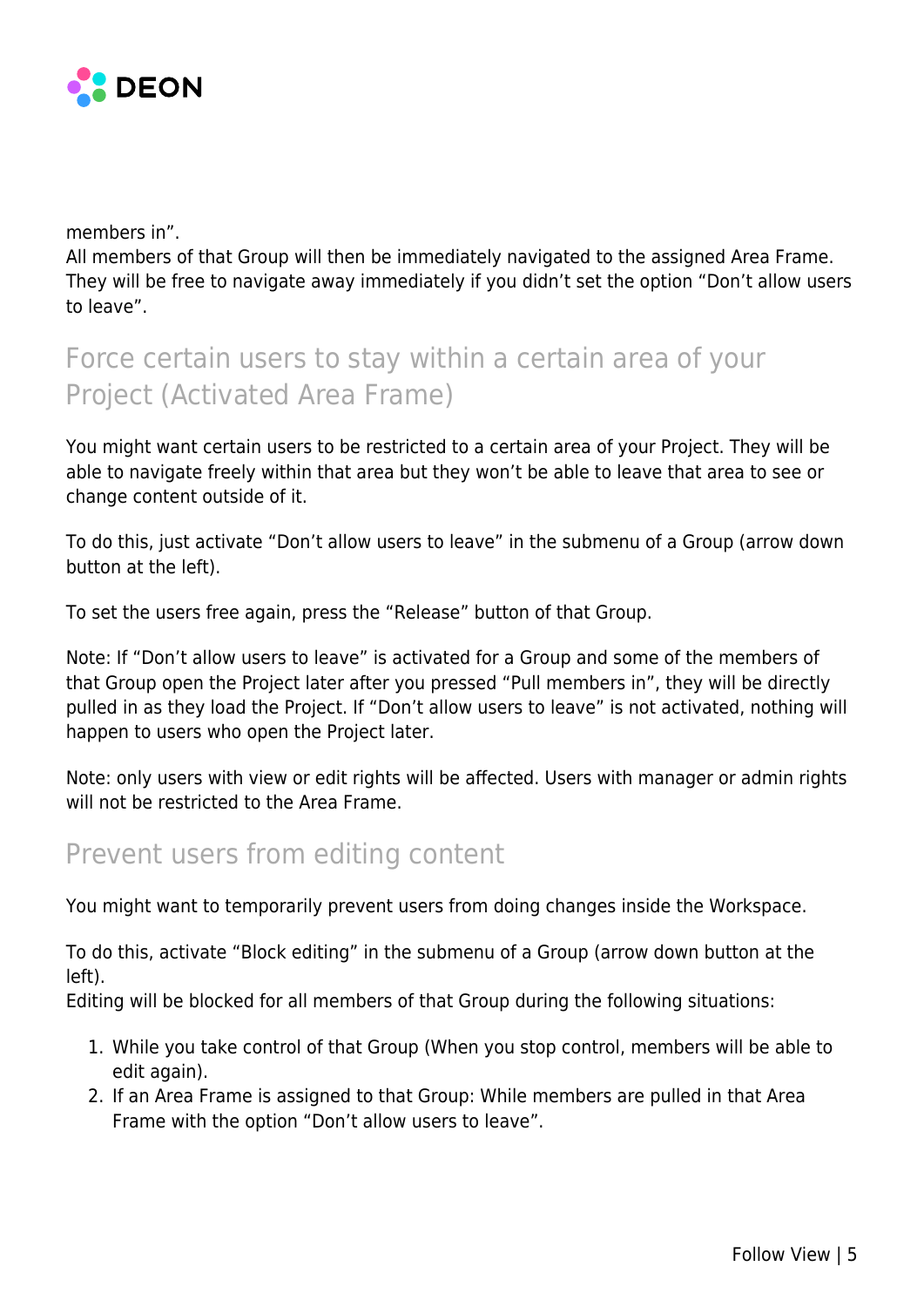members in".
All members of that Group will then be immediately navigated to the assigned Area Frame. They will be free to navigate away immediately if you didn't set the option "Don't allow users to leave".

## Force certain users to stay within a certain area of your Project (Activated Area Frame)

You might want certain users to be restricted to a certain area of your Project. They will be able to navigate freely within that area but they won't be able to leave that area to see or change content outside of it.

To do this, just activate "Don't allow users to leave" in the submenu of a Group (arrow down button at the left).

To set the users free again, press the "Release" button of that Group.

Note: If "Don't allow users to leave" is activated for a Group and some of the members of that Group open the Project later after you pressed "Pull members in", they will be directly pulled in as they load the Project. If "Don't allow users to leave" is not activated, nothing will happen to users who open the Project later.

Note: only users with view or edit rights will be affected. Users with manager or admin rights will not be restricted to the Area Frame.

## Prevent users from editing content

You might want to temporarily prevent users from doing changes inside the Workspace.

To do this, activate "Block editing" in the submenu of a Group (arrow down button at the left).
Editing will be blocked for all members of that Group during the following situations:

1. While you take control of that Group (When you stop control, members will be able to edit again).
2. If an Area Frame is assigned to that Group: While members are pulled in that Area Frame with the option "Don't allow users to leave".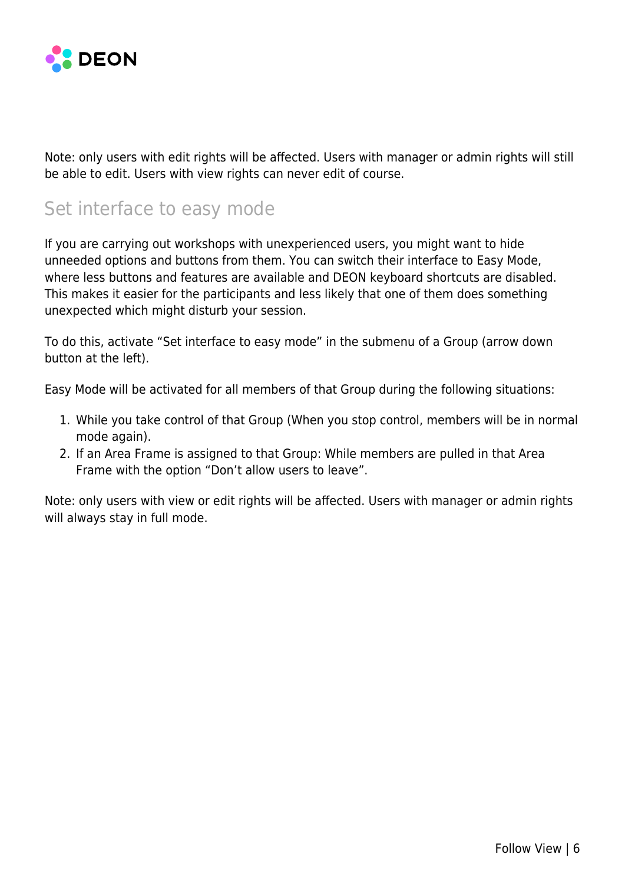Note: only users with edit rights will be affected. Users with manager or admin rights will still be able to edit. Users with view rights can never edit of course.

## Set interface to easy mode

If you are carrying out workshops with unexperienced users, you might want to hide unneeded options and buttons from them. You can switch their interface to Easy Mode, where less buttons and features are available and DEON keyboard shortcuts are disabled. This makes it easier for the participants and less likely that one of them does something unexpected which might disturb your session.

To do this, activate “Set interface to easy mode” in the submenu of a Group (arrow down button at the left).

Easy Mode will be activated for all members of that Group during the following situations:

1. While you take control of that Group (When you stop control, members will be in normal mode again).
2. If an Area Frame is assigned to that Group: While members are pulled in that Area Frame with the option “Don’t allow users to leave”.

Note: only users with view or edit rights will be affected. Users with manager or admin rights will always stay in full mode.